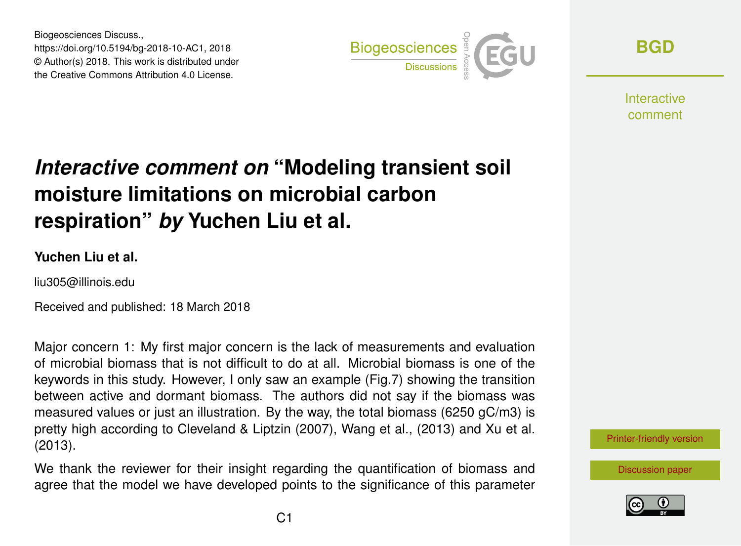# *Interactive comment on* "Modeling transient soil moisture limitations on microbial carbon respiration" *by* Yuchen Liu et al.

**Yuchen Liu et al.**

liu305@illinois.edu

Received and published: 18 March 2018

Major concern 1: My first major concern is the lack of measurements and evaluation of microbial biomass that is not difficult to do at all. Microbial biomass is one of the keywords in this study. However, I only saw an example (Fig.7) showing the transition between active and dormant biomass. The authors did not say if the biomass was measured values or just an illustration. By the way, the total biomass (6250 gC/m3) is pretty high according to Cleveland & Liptzin (2007), Wang et al., (2013) and Xu et al. (2013).

We thank the reviewer for their insight regarding the quantification of biomass and agree that the model we have developed points to the significance of this parameter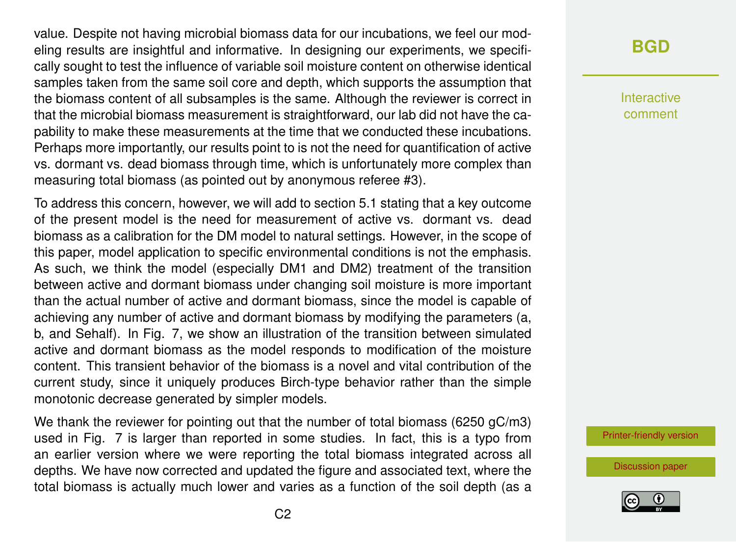value. Despite not having microbial biomass data for our incubations, we feel our modeling results are insightful and informative. In designing our experiments, we specifically sought to test the influence of variable soil moisture content on otherwise identical samples taken from the same soil core and depth, which supports the assumption that the biomass content of all subsamples is the same. Although the reviewer is correct in that the microbial biomass measurement is straightforward, our lab did not have the capability to make these measurements at the time that we conducted these incubations. Perhaps more importantly, our results point to is not the need for quantification of active vs. dormant vs. dead biomass through time, which is unfortunately more complex than measuring total biomass (as pointed out by anonymous referee #3).

To address this concern, however, we will add to section 5.1 stating that a key outcome of the present model is the need for measurement of active vs. dormant vs. dead biomass as a calibration for the DM model to natural settings. However, in the scope of this paper, model application to specific environmental conditions is not the emphasis. As such, we think the model (especially DM1 and DM2) treatment of the transition between active and dormant biomass under changing soil moisture is more important than the actual number of active and dormant biomass, since the model is capable of achieving any number of active and dormant biomass by modifying the parameters (a, b, and Sehalf). In Fig. 7, we show an illustration of the transition between simulated active and dormant biomass as the model responds to modification of the moisture content. This transient behavior of the biomass is a novel and vital contribution of the current study, since it uniquely produces Birch-type behavior rather than the simple monotonic decrease generated by simpler models.

We thank the reviewer for pointing out that the number of total biomass (6250 gC/m3) used in Fig. 7 is larger than reported in some studies. In fact, this is a typo from an earlier version where we were reporting the total biomass integrated across all depths. We have now corrected and updated the figure and associated text, where the total biomass is actually much lower and varies as a function of the soil depth (as a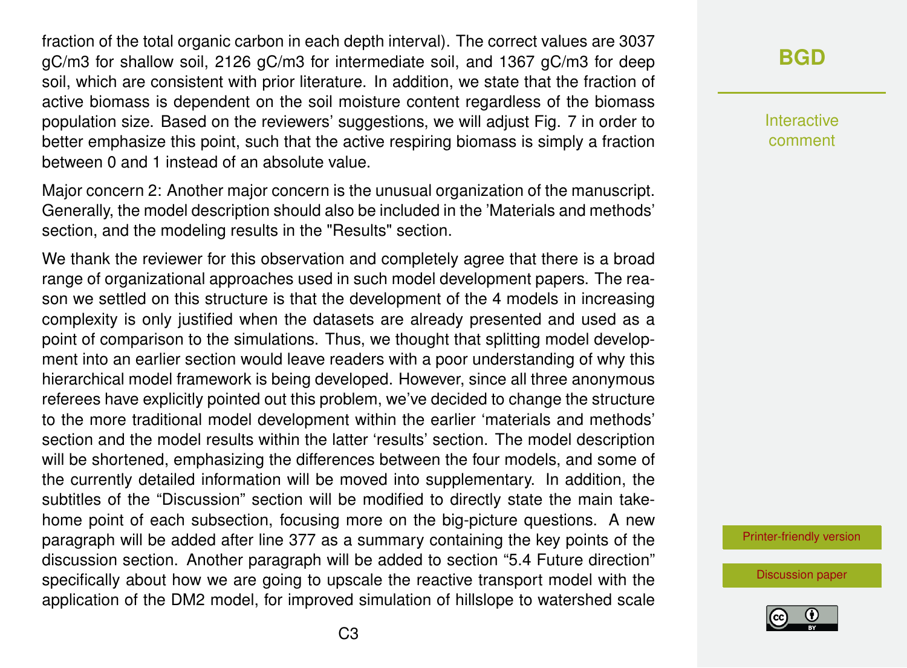fraction of the total organic carbon in each depth interval). The correct values are 3037 gC/m3 for shallow soil, 2126 gC/m3 for intermediate soil, and 1367 gC/m3 for deep soil, which are consistent with prior literature. In addition, we state that the fraction of active biomass is dependent on the soil moisture content regardless of the biomass population size. Based on the reviewers' suggestions, we will adjust Fig. 7 in order to better emphasize this point, such that the active respiring biomass is simply a fraction between 0 and 1 instead of an absolute value.

Major concern 2: Another major concern is the unusual organization of the manuscript. Generally, the model description should also be included in the 'Materials and methods' section, and the modeling results in the "Results" section.

We thank the reviewer for this observation and completely agree that there is a broad range of organizational approaches used in such model development papers. The reason we settled on this structure is that the development of the 4 models in increasing complexity is only justified when the datasets are already presented and used as a point of comparison to the simulations. Thus, we thought that splitting model development into an earlier section would leave readers with a poor understanding of why this hierarchical model framework is being developed. However, since all three anonymous referees have explicitly pointed out this problem, we've decided to change the structure to the more traditional model development within the earlier 'materials and methods' section and the model results within the latter 'results' section. The model description will be shortened, emphasizing the differences between the four models, and some of the currently detailed information will be moved into supplementary. In addition, the subtitles of the "Discussion" section will be modified to directly state the main take-home point of each subsection, focusing more on the big-picture questions. A new paragraph will be added after line 377 as a summary containing the key points of the discussion section. Another paragraph will be added to section "5.4 Future direction" specifically about how we are going to upscale the reactive transport model with the application of the DM2 model, for improved simulation of hillslope to watershed scale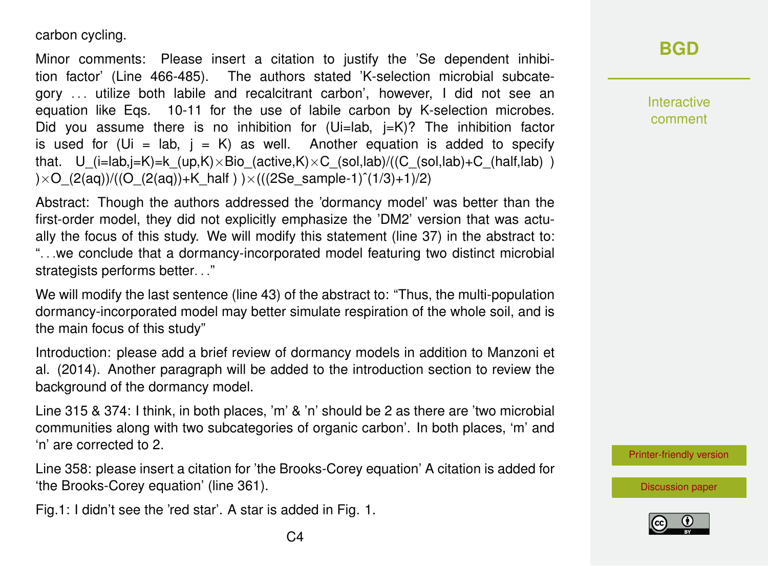carbon cycling.

Minor comments: Please insert a citation to justify the 'Se dependent inhibition factor' (Line 466-485). The authors stated 'K-selection microbial subcategory ... utilize both labile and recalcitrant carbon', however, I did not see an equation like Eqs. 10-11 for the use of labile carbon by K-selection microbes. Did you assume there is no inhibition for (Ui=lab, j=K)? The inhibition factor is used for (Ui = lab, j = K) as well. Another equation is added to specify that. U_(i=lab,j=K)=k_(up,K)×Bio_(active,K)×C_(sol,lab)/((C_(sol,lab)+C_(half,lab) ))×O_(2(aq))/((O_(2(aq))+K_half ) )×(((2Se_sample-1)ˆ(1/3)+1)/2)

Abstract: Though the authors addressed the 'dormancy model' was better than the first-order model, they did not explicitly emphasize the 'DM2' version that was actually the focus of this study. We will modify this statement (line 37) in the abstract to: "...we conclude that a dormancy-incorporated model featuring two distinct microbial strategists performs better..."

We will modify the last sentence (line 43) of the abstract to: "Thus, the multi-population dormancy-incorporated model may better simulate respiration of the whole soil, and is the main focus of this study"

Introduction: please add a brief review of dormancy models in addition to Manzoni et al. (2014). Another paragraph will be added to the introduction section to review the background of the dormancy model.

Line 315 & 374: I think, in both places, 'm' & 'n' should be 2 as there are 'two microbial communities along with two subcategories of organic carbon'. In both places, 'm' and 'n' are corrected to 2.

Line 358: please insert a citation for 'the Brooks-Corey equation' A citation is added for 'the Brooks-Corey equation' (line 361).

Fig.1: I didn't see the 'red star'. A star is added in Fig. 1.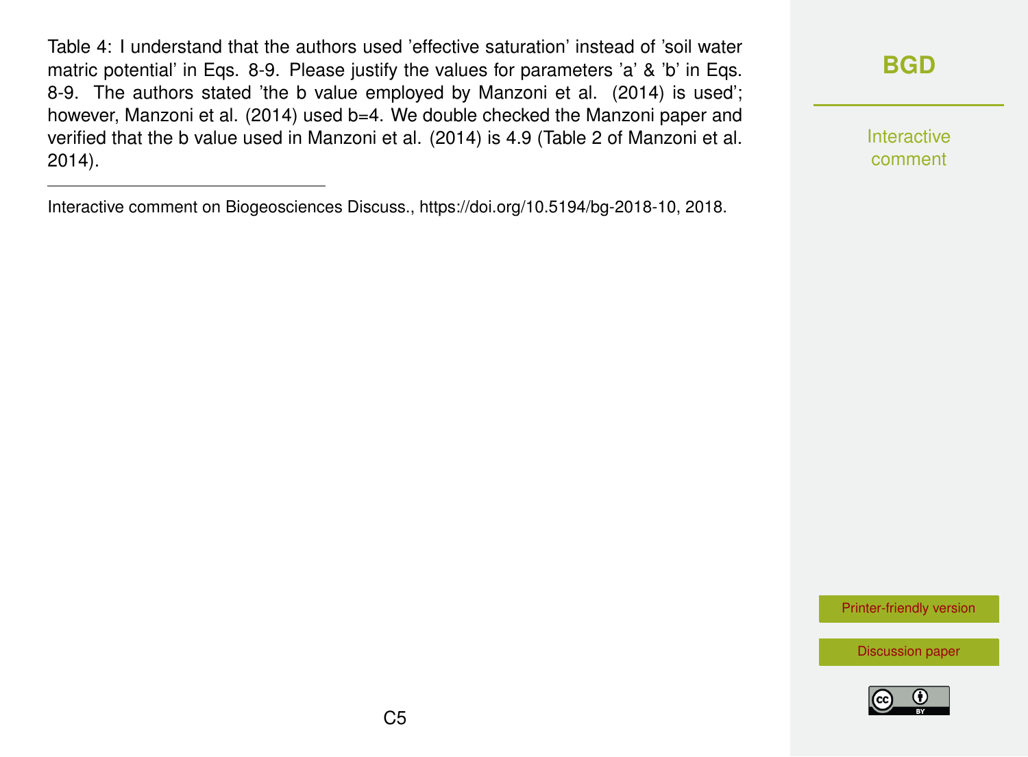Table 4: I understand that the authors used 'effective saturation' instead of 'soil water matric potential' in Eqs. 8-9. Please justify the values for parameters 'a' & 'b' in Eqs. 8-9. The authors stated 'the b value employed by Manzoni et al. (2014) is used'; however, Manzoni et al. (2014) used b=4. We double checked the Manzoni paper and verified that the b value used in Manzoni et al. (2014) is 4.9 (Table 2 of Manzoni et al. 2014).

---

Interactive comment on Biogeosciences Discuss., https://doi.org/10.5194/bg-2018-10, 2018.